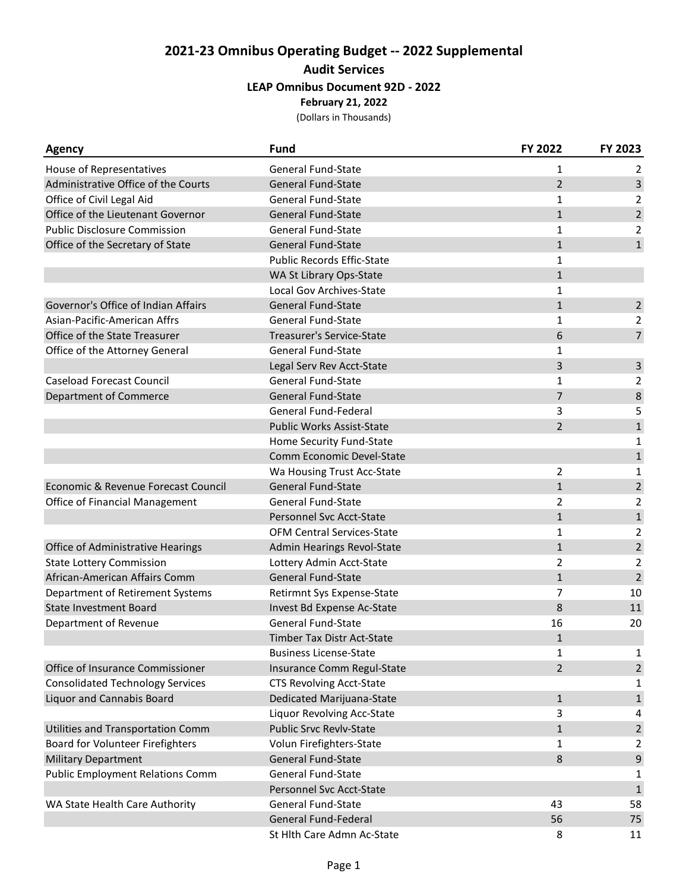# 2021-23 Omnibus Operating Budget -- 2022 Supplemental

## Audit Services

### LEAP Omnibus Document 92D - 2022

**February 21, 2022**

(Dollars in Thousands)

| Agency | Fund | FY 2022 | FY 2023 |
|---|---|---|---|
| House of Representatives | General Fund-State | 1 | 2 |
| Administrative Office of the Courts | General Fund-State | 2 | 3 |
| Office of Civil Legal Aid | General Fund-State | 1 | 2 |
| Office of the Lieutenant Governor | General Fund-State | 1 | 2 |
| Public Disclosure Commission | General Fund-State | 1 | 2 |
| Office of the Secretary of State | General Fund-State | 1 | 1 |
| | Public Records Effic-State | 1 | |
| | WA St Library Ops-State | 1 | |
| | Local Gov Archives-State | 1 | |
| Governor's Office of Indian Affairs | General Fund-State | 1 | 2 |
| Asian-Pacific-American Affrs | General Fund-State | 1 | 2 |
| Office of the State Treasurer | Treasurer's Service-State | 6 | 7 |
| Office of the Attorney General | General Fund-State | 1 | |
| | Legal Serv Rev Acct-State | 3 | 3 |
| Caseload Forecast Council | General Fund-State | 1 | 2 |
| Department of Commerce | General Fund-State | 7 | 8 |
| | General Fund-Federal | 3 | 5 |
| | Public Works Assist-State | 2 | 1 |
| | Home Security Fund-State | | 1 |
| | Comm Economic Devel-State | | 1 |
| | Wa Housing Trust Acc-State | 2 | 1 |
| Economic & Revenue Forecast Council | General Fund-State | 1 | 2 |
| Office of Financial Management | General Fund-State | 2 | 2 |
| | Personnel Svc Acct-State | 1 | 1 |
| | OFM Central Services-State | 1 | 2 |
| Office of Administrative Hearings | Admin Hearings Revol-State | 1 | 2 |
| State Lottery Commission | Lottery Admin Acct-State | 2 | 2 |
| African-American Affairs Comm | General Fund-State | 1 | 2 |
| Department of Retirement Systems | Retirmnt Sys Expense-State | 7 | 10 |
| State Investment Board | Invest Bd Expense Ac-State | 8 | 11 |
| Department of Revenue | General Fund-State | 16 | 20 |
| | Timber Tax Distr Act-State | 1 | |
| | Business License-State | 1 | 1 |
| Office of Insurance Commissioner | Insurance Comm Regul-State | 2 | 2 |
| Consolidated Technology Services | CTS Revolving Acct-State | | 1 |
| Liquor and Cannabis Board | Dedicated Marijuana-State | 1 | 1 |
| | Liquor Revolving Acc-State | 3 | 4 |
| Utilities and Transportation Comm | Public Srvc Revlv-State | 1 | 2 |
| Board for Volunteer Firefighters | Volun Firefighters-State | 1 | 2 |
| Military Department | General Fund-State | 8 | 9 |
| Public Employment Relations Comm | General Fund-State | | 1 |
| | Personnel Svc Acct-State | | 1 |
| WA State Health Care Authority | General Fund-State | 43 | 58 |
| | General Fund-Federal | 56 | 75 |
| | St Hlth Care Admn Ac-State | 8 | 11 |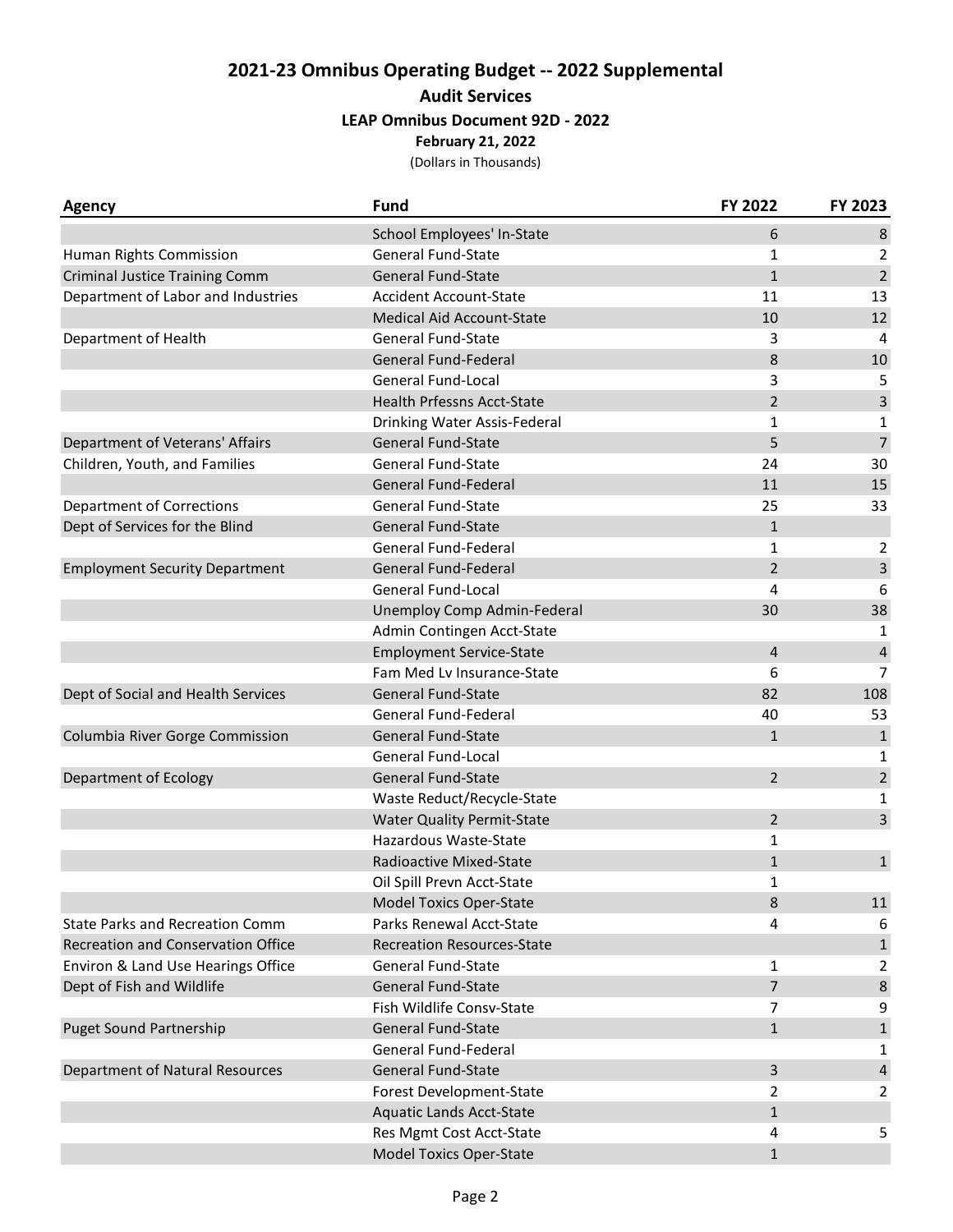# 2021-23 Omnibus Operating Budget -- 2022 Supplemental

## Audit Services

### LEAP Omnibus Document 92D - 2022

**February 21, 2022**

(Dollars in Thousands)

| Agency | Fund | FY 2022 | FY 2023 |
|---|---|---|---|
| | School Employees' In-State | 6 | 8 |
| Human Rights Commission | General Fund-State | 1 | 2 |
| Criminal Justice Training Comm | General Fund-State | 1 | 2 |
| Department of Labor and Industries | Accident Account-State | 11 | 13 |
| | Medical Aid Account-State | 10 | 12 |
| Department of Health | General Fund-State | 3 | 4 |
| | General Fund-Federal | 8 | 10 |
| | General Fund-Local | 3 | 5 |
| | Health Prfessns Acct-State | 2 | 3 |
| | Drinking Water Assis-Federal | 1 | 1 |
| Department of Veterans' Affairs | General Fund-State | 5 | 7 |
| Children, Youth, and Families | General Fund-State | 24 | 30 |
| | General Fund-Federal | 11 | 15 |
| Department of Corrections | General Fund-State | 25 | 33 |
| Dept of Services for the Blind | General Fund-State | 1 | |
| | General Fund-Federal | 1 | 2 |
| Employment Security Department | General Fund-Federal | 2 | 3 |
| | General Fund-Local | 4 | 6 |
| | Unemploy Comp Admin-Federal | 30 | 38 |
| | Admin Contingen Acct-State | | 1 |
| | Employment Service-State | 4 | 4 |
| | Fam Med Lv Insurance-State | 6 | 7 |
| Dept of Social and Health Services | General Fund-State | 82 | 108 |
| | General Fund-Federal | 40 | 53 |
| Columbia River Gorge Commission | General Fund-State | 1 | 1 |
| | General Fund-Local | | 1 |
| Department of Ecology | General Fund-State | 2 | 2 |
| | Waste Reduct/Recycle-State | | 1 |
| | Water Quality Permit-State | 2 | 3 |
| | Hazardous Waste-State | 1 | |
| | Radioactive Mixed-State | 1 | 1 |
| | Oil Spill Prevn Acct-State | 1 | |
| | Model Toxics Oper-State | 8 | 11 |
| State Parks and Recreation Comm | Parks Renewal Acct-State | 4 | 6 |
| Recreation and Conservation Office | Recreation Resources-State | | 1 |
| Environ & Land Use Hearings Office | General Fund-State | 1 | 2 |
| Dept of Fish and Wildlife | General Fund-State | 7 | 8 |
| | Fish Wildlife Consv-State | 7 | 9 |
| Puget Sound Partnership | General Fund-State | 1 | 1 |
| | General Fund-Federal | | 1 |
| Department of Natural Resources | General Fund-State | 3 | 4 |
| | Forest Development-State | 2 | 2 |
| | Aquatic Lands Acct-State | 1 | |
| | Res Mgmt Cost Acct-State | 4 | 5 |
| | Model Toxics Oper-State | 1 | |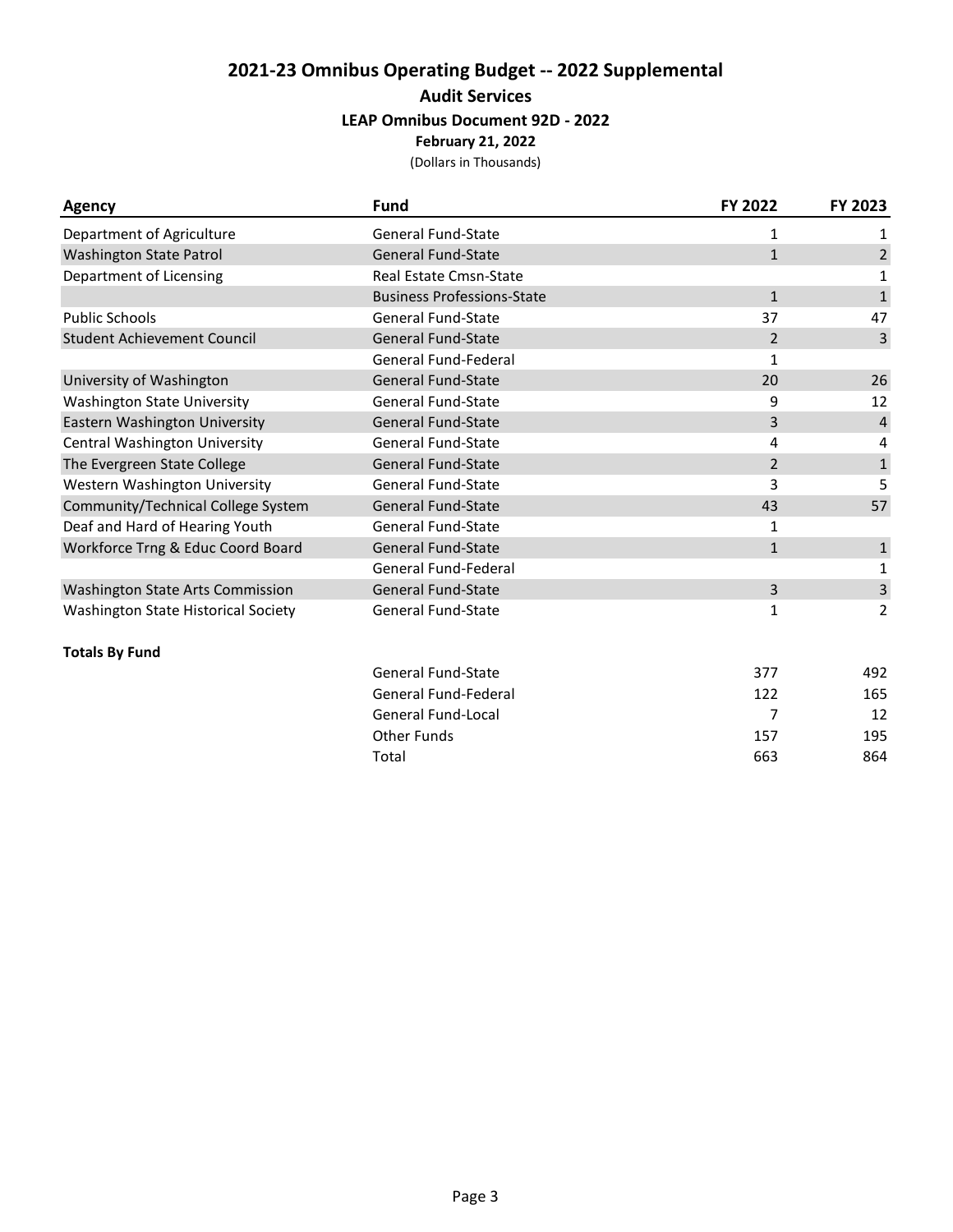# 2021-23 Omnibus Operating Budget -- 2022 Supplemental

## Audit Services

### LEAP Omnibus Document 92D - 2022

**February 21, 2022**

(Dollars in Thousands)

| Agency | Fund | FY 2022 | FY 2023 |
|---|---|---|---|
| Department of Agriculture | General Fund-State | 1 | 1 |
| Washington State Patrol | General Fund-State | 1 | 2 |
| Department of Licensing | Real Estate Cmsn-State | | 1 |
| | Business Professions-State | 1 | 1 |
| Public Schools | General Fund-State | 37 | 47 |
| Student Achievement Council | General Fund-State | 2 | 3 |
| | General Fund-Federal | 1 | |
| University of Washington | General Fund-State | 20 | 26 |
| Washington State University | General Fund-State | 9 | 12 |
| Eastern Washington University | General Fund-State | 3 | 4 |
| Central Washington University | General Fund-State | 4 | 4 |
| The Evergreen State College | General Fund-State | 2 | 1 |
| Western Washington University | General Fund-State | 3 | 5 |
| Community/Technical College System | General Fund-State | 43 | 57 |
| Deaf and Hard of Hearing Youth | General Fund-State | 1 | |
| Workforce Trng & Educ Coord Board | General Fund-State | 1 | 1 |
| | General Fund-Federal | | 1 |
| Washington State Arts Commission | General Fund-State | 3 | 3 |
| Washington State Historical Society | General Fund-State | 1 | 2 |

**Totals By Fund**

| | Fund | FY 2022 | FY 2023 |
|---|---|---|---|
| | General Fund-State | 377 | 492 |
| | General Fund-Federal | 122 | 165 |
| | General Fund-Local | 7 | 12 |
| | Other Funds | 157 | 195 |
| | Total | 663 | 864 |